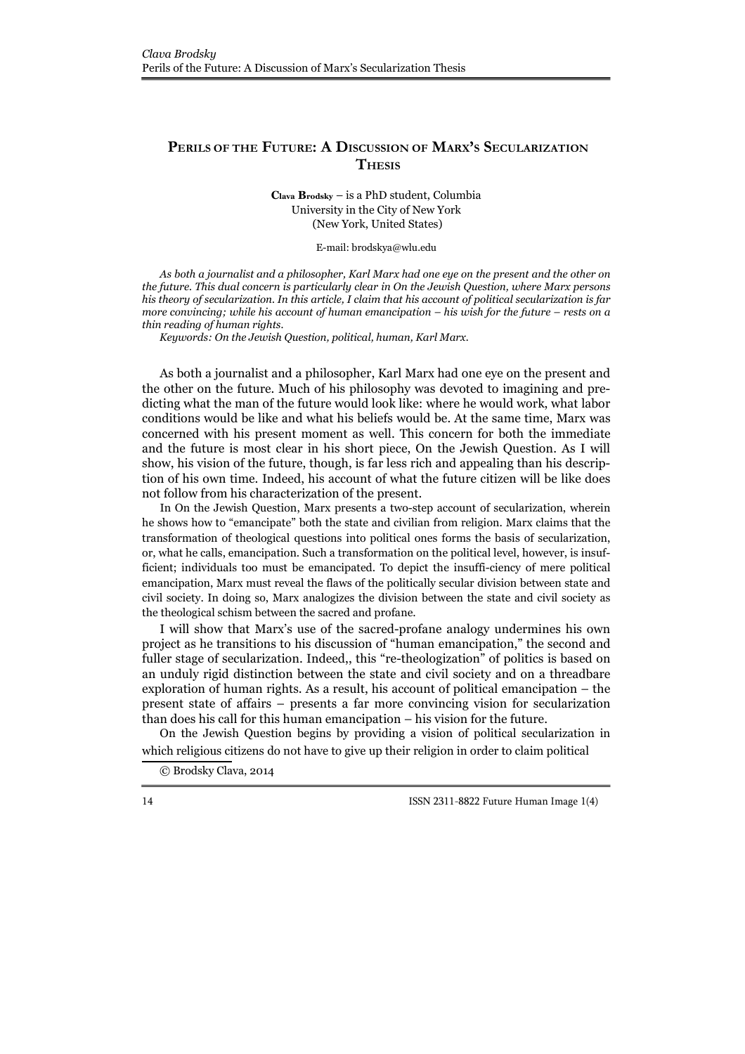# Perils of the Future: A Discussion of Marx's Secularization Thesis

**Clava Brodsky** – is a PhD student, Columbia University in the City of New York (New York, United States)

E-mail: brodskya@wlu.edu

*As both a journalist and a philosopher, Karl Marx had one eye on the present and the other on the future. This dual concern is particularly clear in On the Jewish Question, where Marx persons his theory of secularization. In this article, I claim that his account of political secularization is far more convincing; while his account of human emancipation – his wish for the future – rests on a thin reading of human rights.*

*Keywords: On the Jewish Question, political, human, Karl Marx.*

As both a journalist and a philosopher, Karl Marx had one eye on the present and the other on the future. Much of his philosophy was devoted to imagining and predicting what the man of the future would look like: where he would work, what labor conditions would be like and what his beliefs would be. At the same time, Marx was concerned with his present moment as well. This concern for both the immediate and the future is most clear in his short piece, On the Jewish Question. As I will show, his vision of the future, though, is far less rich and appealing than his description of his own time. Indeed, his account of what the future citizen will be like does not follow from his characterization of the present.

In On the Jewish Question, Marx presents a two-step account of secularization, wherein he shows how to "emancipate" both the state and civilian from religion. Marx claims that the transformation of theological questions into political ones forms the basis of secularization, or, what he calls, emancipation. Such a transformation on the political level, however, is insufficient; individuals too must be emancipated. To depict the insufficiency of mere political emancipation, Marx must reveal the flaws of the politically secular division between state and civil society. In doing so, Marx analogizes the division between the state and civil society as the theological schism between the sacred and profane.

I will show that Marx's use of the sacred-profane analogy undermines his own project as he transitions to his discussion of "human emancipation," the second and fuller stage of secularization. Indeed,, this "re-theologization" of politics is based on an unduly rigid distinction between the state and civil society and on a threadbare exploration of human rights. As a result, his account of political emancipation – the present state of affairs – presents a far more convincing vision for secularization than does his call for this human emancipation – his vision for the future.

On the Jewish Question begins by providing a vision of political secularization in which religious citizens do not have to give up their religion in order to claim political

© Brodsky Clava, 2014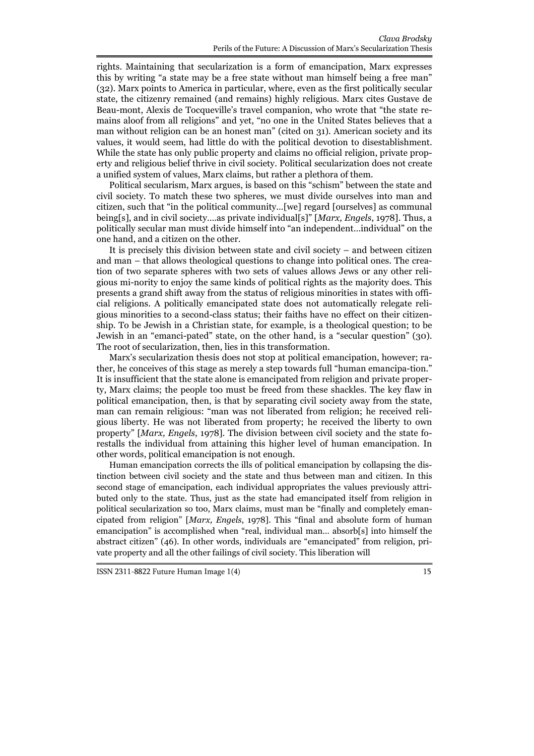rights. Maintaining that secularization is a form of emancipation, Marx expresses this by writing "a state may be a free state without man himself being a free man" (32). Marx points to America in particular, where, even as the first politically secular state, the citizenry remained (and remains) highly religious. Marx cites Gustave de Beau-mont, Alexis de Tocqueville's travel companion, who wrote that "the state remains aloof from all religions" and yet, "no one in the United States believes that a man without religion can be an honest man" (cited on 31). American society and its values, it would seem, had little do with the political devotion to disestablishment. While the state has only public property and claims no official religion, private property and religious belief thrive in civil society. Political secularization does not create a unified system of values, Marx claims, but rather a plethora of them.

Political secularism, Marx argues, is based on this "schism" between the state and civil society. To match these two spheres, we must divide ourselves into man and citizen, such that "in the political community…[we] regard [ourselves] as communal being[s], and in civil society….as private individual[s]" [*Marx, Engels*, 1978]. Thus, a politically secular man must divide himself into "an independent…individual" on the one hand, and a citizen on the other.

It is precisely this division between state and civil society – and between citizen and man – that allows theological questions to change into political ones. The creation of two separate spheres with two sets of values allows Jews or any other religious mi-nority to enjoy the same kinds of political rights as the majority does. This presents a grand shift away from the status of religious minorities in states with official religions. A politically emancipated state does not automatically relegate religious minorities to a second-class status; their faiths have no effect on their citizenship. To be Jewish in a Christian state, for example, is a theological question; to be Jewish in an "emanci-pated" state, on the other hand, is a "secular question" (30). The root of secularization, then, lies in this transformation.

Marx's secularization thesis does not stop at political emancipation, however; rather, he conceives of this stage as merely a step towards full "human emancipa-tion." It is insufficient that the state alone is emancipated from religion and private property, Marx claims; the people too must be freed from these shackles. The key flaw in political emancipation, then, is that by separating civil society away from the state, man can remain religious: "man was not liberated from religion; he received religious liberty. He was not liberated from property; he received the liberty to own property" [*Marx, Engels*, 1978]. The division between civil society and the state forestalls the individual from attaining this higher level of human emancipation. In other words, political emancipation is not enough.

Human emancipation corrects the ills of political emancipation by collapsing the distinction between civil society and the state and thus between man and citizen. In this second stage of emancipation, each individual appropriates the values previously attributed only to the state. Thus, just as the state had emancipated itself from religion in political secularization so too, Marx claims, must man be "finally and completely emancipated from religion" [*Marx, Engels*, 1978]. This "final and absolute form of human emancipation" is accomplished when "real, individual man… absorb[s] into himself the abstract citizen" (46). In other words, individuals are "emancipated" from religion, private property and all the other failings of civil society. This liberation will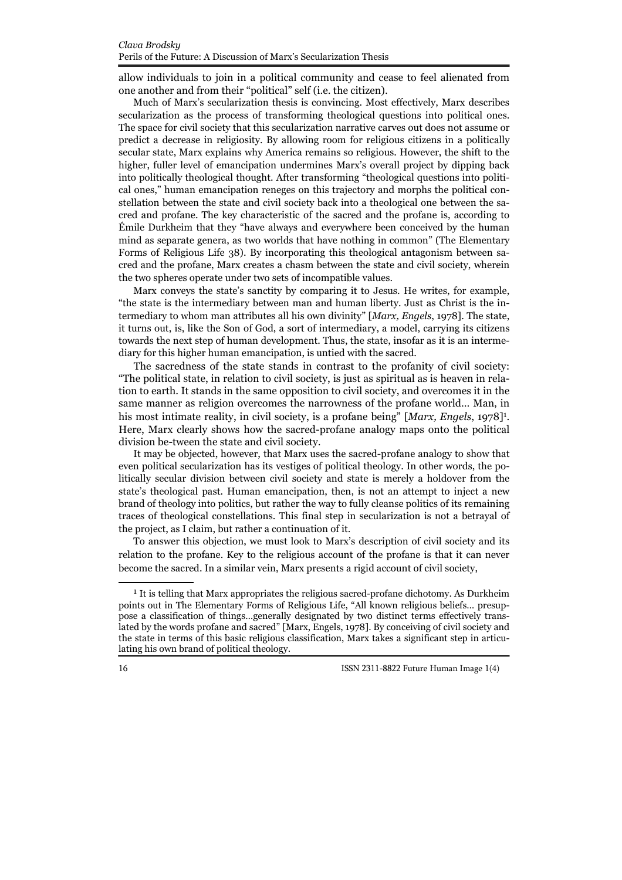allow individuals to join in a political community and cease to feel alienated from one another and from their "political" self (i.e. the citizen).

Much of Marx's secularization thesis is convincing. Most effectively, Marx describes secularization as the process of transforming theological questions into political ones. The space for civil society that this secularization narrative carves out does not assume or predict a decrease in religiosity. By allowing room for religious citizens in a politically secular state, Marx explains why America remains so religious. However, the shift to the higher, fuller level of emancipation undermines Marx's overall project by dipping back into politically theological thought. After transforming "theological questions into political ones," human emancipation reneges on this trajectory and morphs the political constellation between the state and civil society back into a theological one between the sacred and profane. The key characteristic of the sacred and the profane is, according to Émile Durkheim that they "have always and everywhere been conceived by the human mind as separate genera, as two worlds that have nothing in common" (The Elementary Forms of Religious Life 38). By incorporating this theological antagonism between sacred and the profane, Marx creates a chasm between the state and civil society, wherein the two spheres operate under two sets of incompatible values.

Marx conveys the state's sanctity by comparing it to Jesus. He writes, for example, "the state is the intermediary between man and human liberty. Just as Christ is the intermediary to whom man attributes all his own divinity" [*Marx, Engels*, 1978]. The state, it turns out, is, like the Son of God, a sort of intermediary, a model, carrying its citizens towards the next step of human development. Thus, the state, insofar as it is an intermediary for this higher human emancipation, is untied with the sacred.

The sacredness of the state stands in contrast to the profanity of civil society: "The political state, in relation to civil society, is just as spiritual as is heaven in relation to earth. It stands in the same opposition to civil society, and overcomes it in the same manner as religion overcomes the narrowness of the profane world… Man, in his most intimate reality, in civil society, is a profane being" [*Marx, Engels*, 1978][1]. Here, Marx clearly shows how the sacred-profane analogy maps onto the political division be-tween the state and civil society.

It may be objected, however, that Marx uses the sacred-profane analogy to show that even political secularization has its vestiges of political theology. In other words, the politically secular division between civil society and state is merely a holdover from the state's theological past. Human emancipation, then, is not an attempt to inject a new brand of theology into politics, but rather the way to fully cleanse politics of its remaining traces of theological constellations. This final step in secularization is not a betrayal of the project, as I claim, but rather a continuation of it.

To answer this objection, we must look to Marx's description of civil society and its relation to the profane. Key to the religious account of the profane is that it can never become the sacred. In a similar vein, Marx presents a rigid account of civil society,

---

[1] It is telling that Marx appropriates the religious sacred-profane dichotomy. As Durkheim points out in The Elementary Forms of Religious Life, "All known religious beliefs… presuppose a classification of things…generally designated by two distinct terms effectively translated by the words profane and sacred" [Marx, Engels, 1978]. By conceiving of civil society and the state in terms of this basic religious classification, Marx takes a significant step in articulating his own brand of political theology.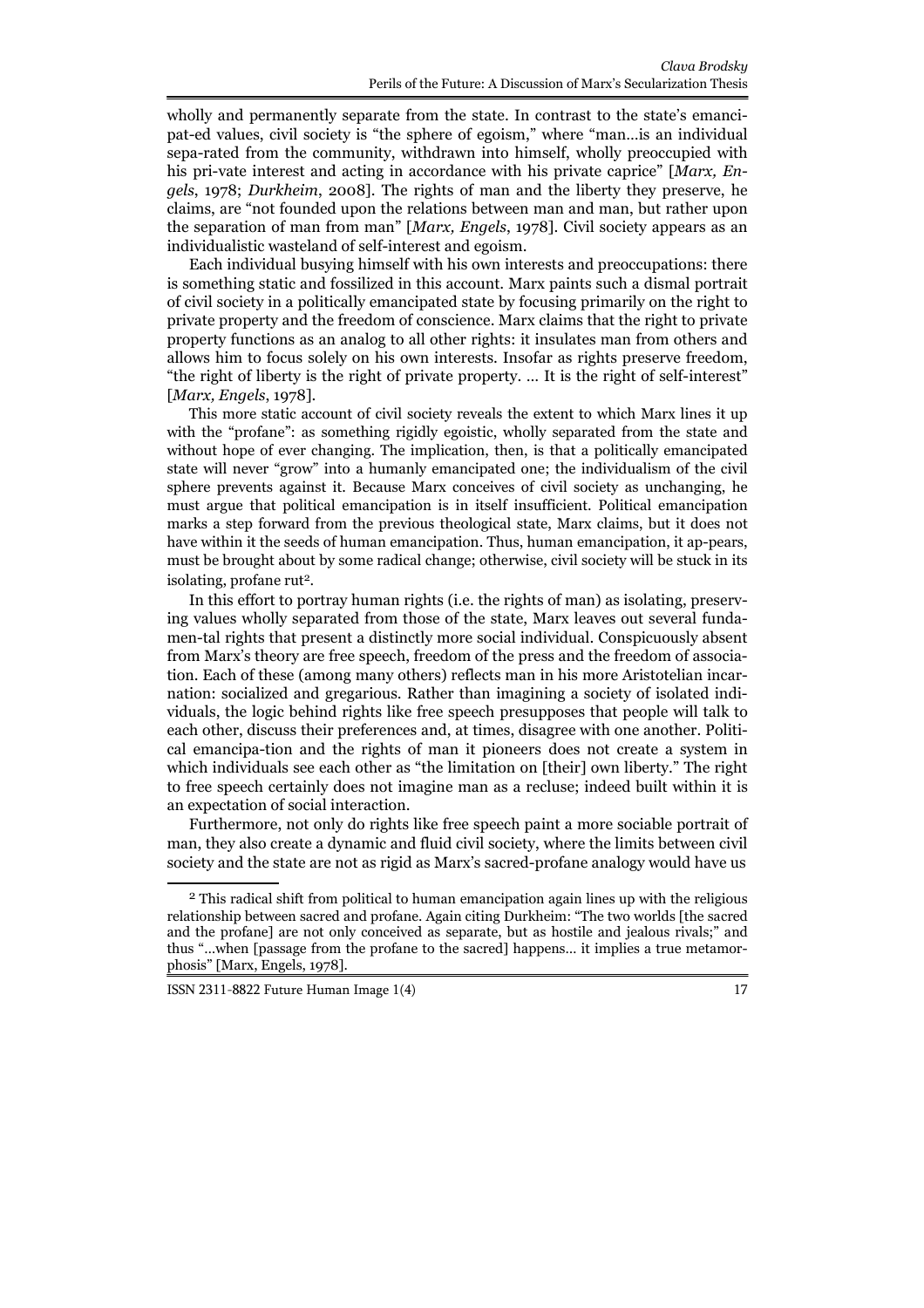wholly and permanently separate from the state. In contrast to the state's emancipat-ed values, civil society is "the sphere of egoism," where "man…is an individual sepa-rated from the community, withdrawn into himself, wholly preoccupied with his pri-vate interest and acting in accordance with his private caprice" [*Marx, Engels*, 1978; *Durkheim*, 2008]. The rights of man and the liberty they preserve, he claims, are "not founded upon the relations between man and man, but rather upon the separation of man from man" [*Marx, Engels*, 1978]. Civil society appears as an individualistic wasteland of self-interest and egoism.

Each individual busying himself with his own interests and preoccupations: there is something static and fossilized in this account. Marx paints such a dismal portrait of civil society in a politically emancipated state by focusing primarily on the right to private property and the freedom of conscience. Marx claims that the right to private property functions as an analog to all other rights: it insulates man from others and allows him to focus solely on his own interests. Insofar as rights preserve freedom, "the right of liberty is the right of private property. … It is the right of self-interest" [*Marx, Engels*, 1978].

This more static account of civil society reveals the extent to which Marx lines it up with the "profane": as something rigidly egoistic, wholly separated from the state and without hope of ever changing. The implication, then, is that a politically emancipated state will never "grow" into a humanly emancipated one; the individualism of the civil sphere prevents against it. Because Marx conceives of civil society as unchanging, he must argue that political emancipation is in itself insufficient. Political emancipation marks a step forward from the previous theological state, Marx claims, but it does not have within it the seeds of human emancipation. Thus, human emancipation, it ap-pears, must be brought about by some radical change; otherwise, civil society will be stuck in its isolating, profane rut[2].

In this effort to portray human rights (i.e. the rights of man) as isolating, preserving values wholly separated from those of the state, Marx leaves out several fundamen-tal rights that present a distinctly more social individual. Conspicuously absent from Marx's theory are free speech, freedom of the press and the freedom of association. Each of these (among many others) reflects man in his more Aristotelian incarnation: socialized and gregarious. Rather than imagining a society of isolated individuals, the logic behind rights like free speech presupposes that people will talk to each other, discuss their preferences and, at times, disagree with one another. Political emancipa-tion and the rights of man it pioneers does not create a system in which individuals see each other as "the limitation on [their] own liberty." The right to free speech certainly does not imagine man as a recluse; indeed built within it is an expectation of social interaction.

Furthermore, not only do rights like free speech paint a more sociable portrait of man, they also create a dynamic and fluid civil society, where the limits between civil society and the state are not as rigid as Marx's sacred-profane analogy would have us

---

[2] This radical shift from political to human emancipation again lines up with the religious relationship between sacred and profane. Again citing Durkheim: "The two worlds [the sacred and the profane] are not only conceived as separate, but as hostile and jealous rivals;" and thus "…when [passage from the profane to the sacred] happens… it implies a true metamorphosis" [Marx, Engels, 1978].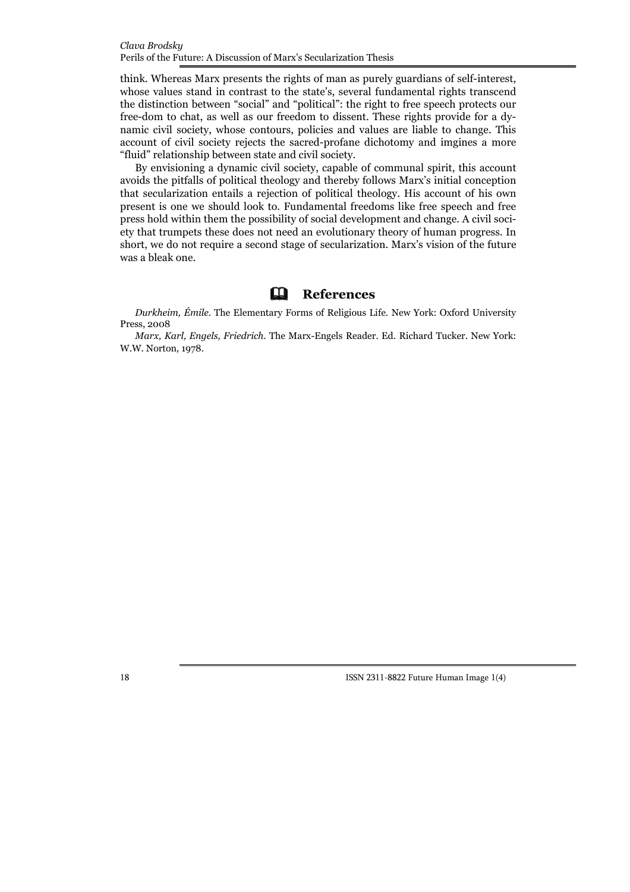think. Whereas Marx presents the rights of man as purely guardians of self-interest, whose values stand in contrast to the state's, several fundamental rights transcend the distinction between "social" and "political": the right to free speech protects our free-dom to chat, as well as our freedom to dissent. These rights provide for a dynamic civil society, whose contours, policies and values are liable to change. This account of civil society rejects the sacred-profane dichotomy and imgines a more "fluid" relationship between state and civil society.

By envisioning a dynamic civil society, capable of communal spirit, this account avoids the pitfalls of political theology and thereby follows Marx's initial conception that secularization entails a rejection of political theology. His account of his own present is one we should look to. Fundamental freedoms like free speech and free press hold within them the possibility of social development and change. A civil society that trumpets these does not need an evolutionary theory of human progress. In short, we do not require a second stage of secularization. Marx's vision of the future was a bleak one.

## References

*Durkheim, Émile*. The Elementary Forms of Religious Life. New York: Oxford University Press, 2008

*Marx, Karl, Engels, Friedrich*. The Marx-Engels Reader. Ed. Richard Tucker. New York: W.W. Norton, 1978.